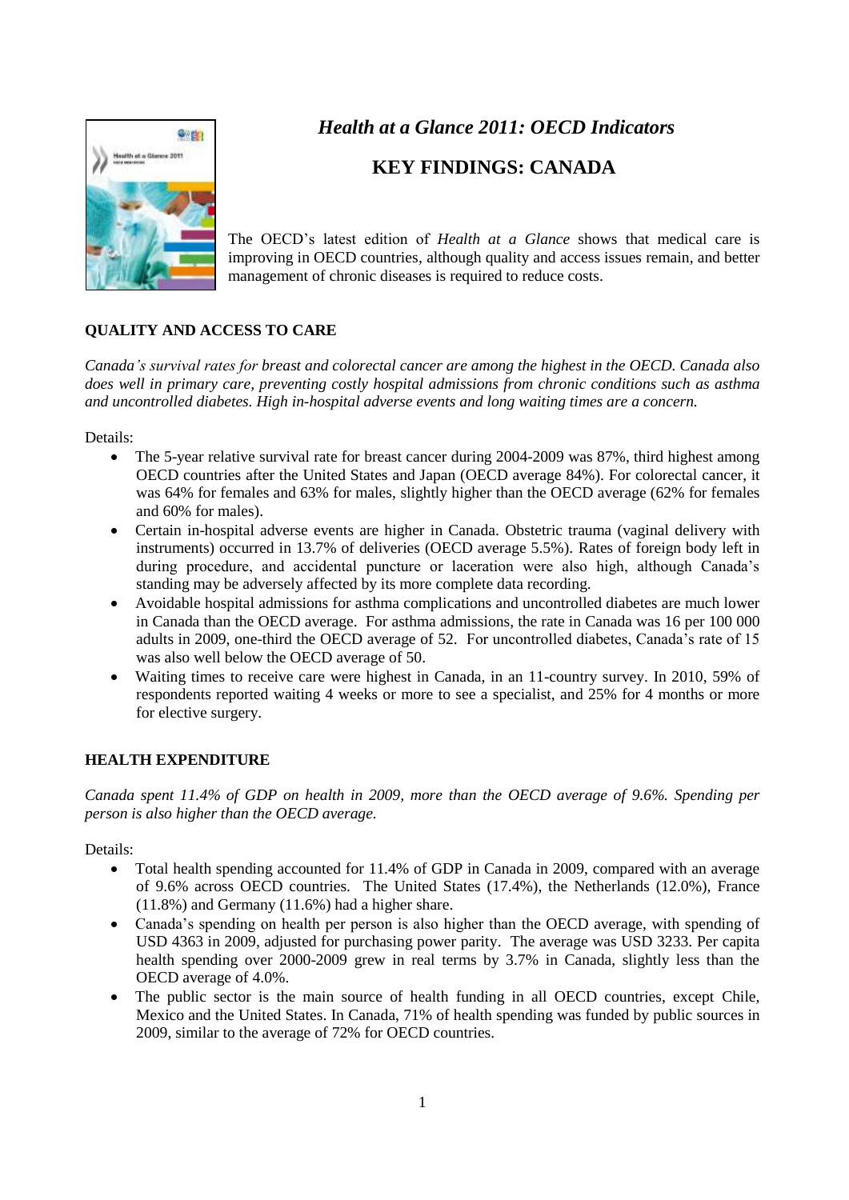# *Health at a Glance 2011: OECD Indicators*

## KEY FINDINGS: CANADA

The OECD's latest edition of *Health at a Glance* shows that medical care is improving in OECD countries, although quality and access issues remain, and better management of chronic diseases is required to reduce costs.

### QUALITY AND ACCESS TO CARE

*Canada's survival rates for breast and colorectal cancer are among the highest in the OECD. Canada also does well in primary care, preventing costly hospital admissions from chronic conditions such as asthma and uncontrolled diabetes. High in-hospital adverse events and long waiting times are a concern.*

Details:

- The 5-year relative survival rate for breast cancer during 2004-2009 was 87%, third highest among OECD countries after the United States and Japan (OECD average 84%). For colorectal cancer, it was 64% for females and 63% for males, slightly higher than the OECD average (62% for females and 60% for males).
- Certain in-hospital adverse events are higher in Canada. Obstetric trauma (vaginal delivery with instruments) occurred in 13.7% of deliveries (OECD average 5.5%). Rates of foreign body left in during procedure, and accidental puncture or laceration were also high, although Canada's standing may be adversely affected by its more complete data recording.
- Avoidable hospital admissions for asthma complications and uncontrolled diabetes are much lower in Canada than the OECD average. For asthma admissions, the rate in Canada was 16 per 100 000 adults in 2009, one-third the OECD average of 52. For uncontrolled diabetes, Canada's rate of 15 was also well below the OECD average of 50.
- Waiting times to receive care were highest in Canada, in an 11-country survey. In 2010, 59% of respondents reported waiting 4 weeks or more to see a specialist, and 25% for 4 months or more for elective surgery.

### HEALTH EXPENDITURE

*Canada spent 11.4% of GDP on health in 2009, more than the OECD average of 9.6%. Spending per person is also higher than the OECD average.*

Details:

- Total health spending accounted for 11.4% of GDP in Canada in 2009, compared with an average of 9.6% across OECD countries. The United States (17.4%), the Netherlands (12.0%), France (11.8%) and Germany (11.6%) had a higher share.
- Canada's spending on health per person is also higher than the OECD average, with spending of USD 4363 in 2009, adjusted for purchasing power parity. The average was USD 3233. Per capita health spending over 2000-2009 grew in real terms by 3.7% in Canada, slightly less than the OECD average of 4.0%.
- The public sector is the main source of health funding in all OECD countries, except Chile, Mexico and the United States. In Canada, 71% of health spending was funded by public sources in 2009, similar to the average of 72% for OECD countries.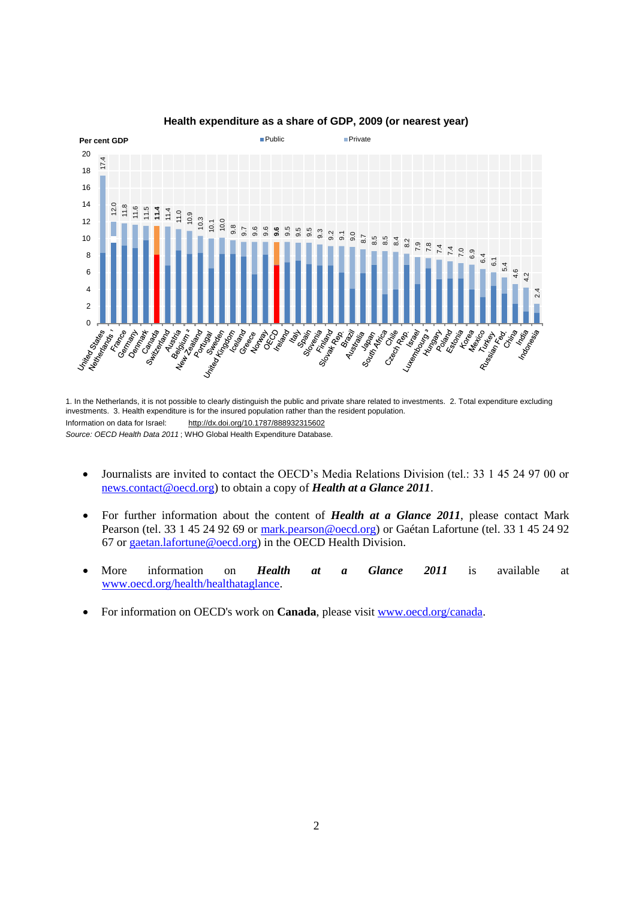**Health expenditure as a share of GDP, 2009 (or nearest year)**

Per cent GDP

Public Private

20
18
16
14
12
10
8
6
4
2
0

17.4 12.0 11.8 11.6 11.5 **11.4** 11.4 11.0 10.9 10.3 10.1 10.0 9.8 9.7 9.6 9.6 **9.6** 9.5 9.5 9.5 9.3 9.2 9.1 9.0 8.7 8.5 8.5 8.4 8.2 7.9 7.8 7.4 7.4 7.0 6.9 6.4 6.1 5.4 4.6 4.2 2.4

United States, Netherlands [1], France, Germany, Denmark, Canada, Switzerland, Austria, Belgium [2], New Zealand, Portugal, Sweden, United Kingdom, Iceland, Greece, Norway, OECD, Ireland, Italy, Spain, Slovenia, Finland, Slovak Rep., Brazil, Australia, Japan, South Africa, Chile, Czech Rep., Israel, Luxembourg [3], Hungary, Poland, Estonia, Korea, Mexico, Turkey, Russian Fed., China, India, Indonesia

1. In the Netherlands, it is not possible to clearly distinguish the public and private share related to investments. 2. Total expenditure excluding investments. 3. Health expenditure is for the insured population rather than the resident population.

Information on data for Israel: http://dx.doi.org/10.1787/888932315602

*Source: OECD Health Data 2011* ; WHO Global Health Expenditure Database.

- Journalists are invited to contact the OECD's Media Relations Division (tel.: 33 1 45 24 97 00 or news.contact@oecd.org) to obtain a copy of ***Health at a Glance 2011***.

- For further information about the content of ***Health at a Glance 2011***, please contact Mark Pearson (tel. 33 1 45 24 92 69 or mark.pearson@oecd.org) or Gaétan Lafortune (tel. 33 1 45 24 92 67 or gaetan.lafortune@oecd.org) in the OECD Health Division.

- More information on ***Health at a Glance 2011*** is available at www.oecd.org/health/healthataglance.

- For information on OECD's work on **Canada**, please visit www.oecd.org/canada.